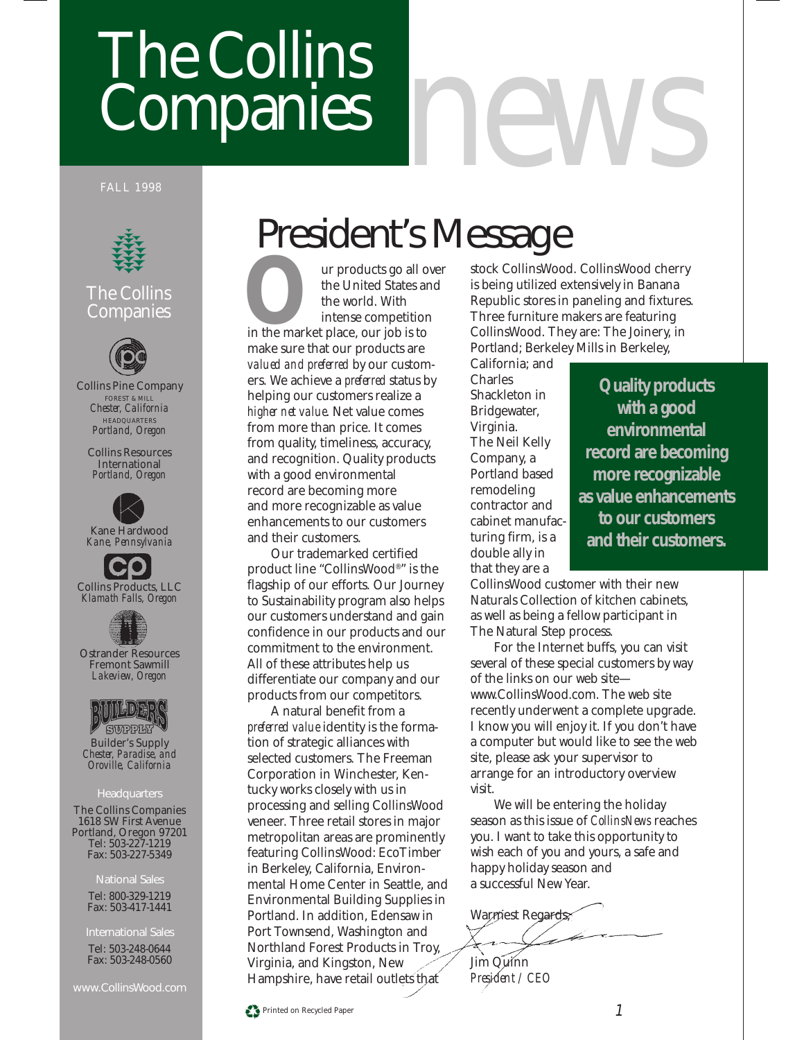# The Collins Companies news

FALL 1998

The Collins Companies

Collins Pine Company
FOREST & MILL
*Chester, California*
HEADQUARTERS
*Portland, Oregon*

Collins Resources International
*Portland, Oregon*

Kane Hardwood
*Kane, Pennsylvania*

Collins Products, LLC
*Klamath Falls, Oregon*

Ostrander Resources Fremont Sawmill
*Lakeview, Oregon*

Builder's Supply
*Chester, Paradise, and Oroville, California*

Headquarters

The Collins Companies
1618 SW First Avenue
Portland, Oregon 97201
Tel: 503-227-1219
Fax: 503-227-5349

National Sales

Tel: 800-329-1219
Fax: 503-417-1441

International Sales

Tel: 503-248-0644
Fax: 503-248-0560

www.CollinsWood.com

## President's Message

Our products go all over the United States and the world. With intense competition in the market place, our job is to make sure that our products are *valued and preferred* by our customers. We achieve a *preferred* status by helping our customers realize a *higher net value*. Net value comes from more than price. It comes from quality, timeliness, accuracy, and recognition. Quality products with a good environmental record are becoming more and more recognizable as value enhancements to our customers and their customers.

Our trademarked certified product line "CollinsWood®" is the flagship of our efforts. Our Journey to Sustainability program also helps our customers understand and gain confidence in our products and our commitment to the environment. All of these attributes help us differentiate our company and our products from our competitors.

A natural benefit from a *preferred value* identity is the formation of strategic alliances with selected customers. The Freeman Corporation in Winchester, Kentucky works closely with us in processing and selling CollinsWood veneer. Three retail stores in major metropolitan areas are prominently featuring CollinsWood: EcoTimber in Berkeley, California, Environmental Home Center in Seattle, and Environmental Building Supplies in Portland. In addition, Edensaw in Port Townsend, Washington and Northland Forest Products in Troy, Virginia, and Kingston, New Hampshire, have retail outlets that stock CollinsWood. CollinsWood cherry is being utilized extensively in Banana Republic stores in paneling and fixtures. Three furniture makers are featuring CollinsWood. They are: The Joinery, in Portland; Berkeley Mills in Berkeley, California; and Charles Shackleton in Bridgewater, Virginia. The Neil Kelly Company, a Portland based remodeling contractor and cabinet manufacturing firm, is a double ally in that they are a CollinsWood customer with their new Naturals Collection of kitchen cabinets, as well as being a fellow participant in The Natural Step process.

**Quality products with a good environmental record are becoming more recognizable as value enhancements to our customers and their customers.**

For the Internet buffs, you can visit several of these special customers by way of the links on our web site—www.CollinsWood.com. The web site recently underwent a complete upgrade. I know you will enjoy it. If you don't have a computer but would like to see the web site, please ask your supervisor to arrange for an introductory overview visit.

We will be entering the holiday season as this issue of *CollinsNews* reaches you. I want to take this opportunity to wish each of you and yours, a safe and happy holiday season and a successful New Year.

Warmest Regards,

Jim Quinn
*President / CEO*

Printed on Recycled Paper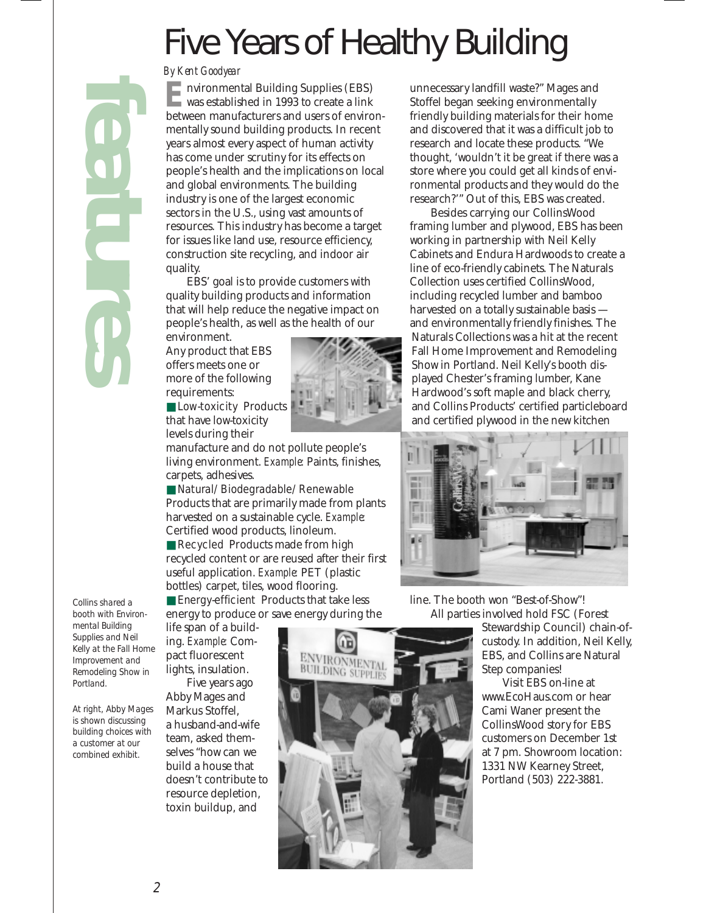# Five Years of Healthy Building

*By Kent Goodyear*

Environmental Building Supplies (EBS) was established in 1993 to create a link between manufacturers and users of environmentally sound building products. In recent years almost every aspect of human activity has come under scrutiny for its effects on people's health and the implications on local and global environments. The building industry is one of the largest economic sectors in the U.S., using vast amounts of resources. This industry has become a target for issues like land use, resource efficiency, construction site recycling, and indoor air quality.

EBS' goal is to provide customers with quality building products and information that will help reduce the negative impact on people's health, as well as the health of our environment.

Any product that EBS offers meets one or more of the following requirements:

- **Low-toxicity** Products that have low-toxicity levels during their manufacture and do not pollute people's living environment. *Example:* Paints, finishes, carpets, adhesives.
- **Natural/Biodegradable/Renewable** Products that are primarily made from plants harvested on a sustainable cycle. *Example:* Certified wood products, linoleum.
- **Recycled** Products made from high recycled content or are reused after their first useful application. *Example:* PET (plastic bottles) carpet, tiles, wood flooring.
- **Energy-efficient** Products that take less energy to produce or save energy during the life span of a building. *Example:* Compact fluorescent lights, insulation.

Five years ago Abby Mages and Markus Stoffel, a husband-and-wife team, asked themselves "how can we build a house that doesn't contribute to resource depletion, toxin buildup, and unnecessary landfill waste?" Mages and Stoffel began seeking environmentally friendly building materials for their home and discovered that it was a difficult job to research and locate these products. "We thought, 'wouldn't it be great if there was a store where you could get all kinds of environmental products and they would do the research?'" Out of this, EBS was created.

Besides carrying our CollinsWood framing lumber and plywood, EBS has been working in partnership with Neil Kelly Cabinets and Endura Hardwoods to create a line of eco-friendly cabinets. The Naturals Collection uses certified CollinsWood, including recycled lumber and bamboo harvested on a totally sustainable basis — and environmentally friendly finishes. The Naturals Collections was a hit at the recent Fall Home Improvement and Remodeling Show in Portland. Neil Kelly's booth displayed Chester's framing lumber, Kane Hardwood's soft maple and black cherry, and Collins Products' certified particleboard and certified plywood in the new kitchen line. The booth won "Best-of-Show"!

All parties involved hold FSC (Forest Stewardship Council) chain-of-custody. In addition, Neil Kelly, EBS, and Collins are Natural Step companies!

Visit EBS on-line at www.EcoHaus.com or hear Cami Waner present the CollinsWood story for EBS customers on December 1st at 7 pm. Showroom location: 1331 NW Kearney Street, Portland (503) 222-3881.

*Collins shared a booth with Environmental Building Supplies and Neil Kelly at the Fall Home Improvement and Remodeling Show in Portland.*

*At right, Abby Mages is shown discussing building choices with a customer at our combined exhibit.*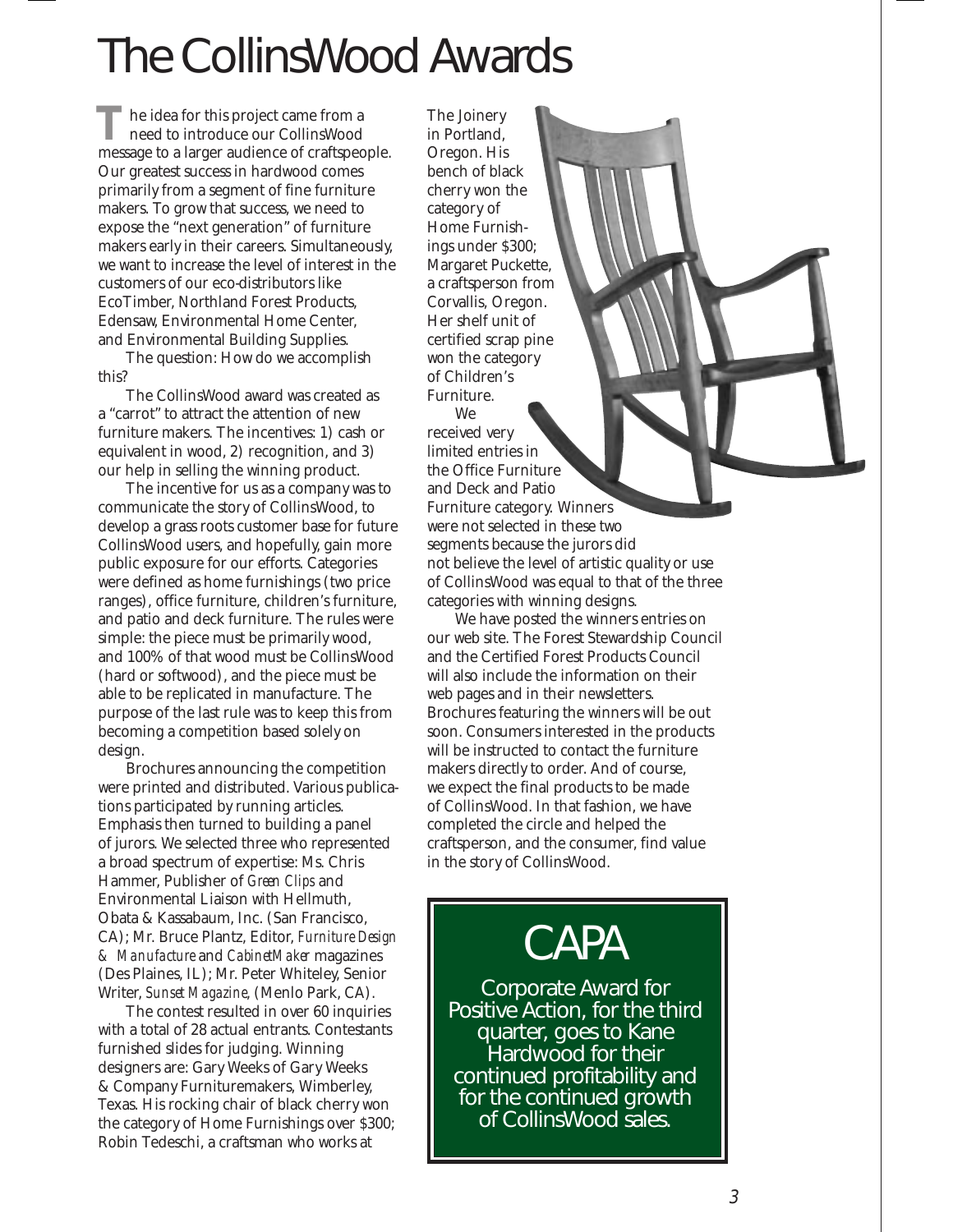# The CollinsWood Awards

The idea for this project came from a need to introduce our CollinsWood message to a larger audience of craftspeople. Our greatest success in hardwood comes primarily from a segment of fine furniture makers. To grow that success, we need to expose the "next generation" of furniture makers early in their careers. Simultaneously, we want to increase the level of interest in the customers of our eco-distributors like EcoTimber, Northland Forest Products, Edensaw, Environmental Home Center, and Environmental Building Supplies.

The question: How do we accomplish this?

The CollinsWood award was created as a "carrot" to attract the attention of new furniture makers. The incentives: 1) cash or equivalent in wood, 2) recognition, and 3) our help in selling the winning product.

The incentive for us as a company was to communicate the story of CollinsWood, to develop a grass roots customer base for future CollinsWood users, and hopefully, gain more public exposure for our efforts. Categories were defined as home furnishings (two price ranges), office furniture, children's furniture, and patio and deck furniture. The rules were simple: the piece must be primarily wood, and 100% of that wood must be CollinsWood (hard or softwood), and the piece must be able to be replicated in manufacture. The purpose of the last rule was to keep this from becoming a competition based solely on design.

Brochures announcing the competition were printed and distributed. Various publications participated by running articles. Emphasis then turned to building a panel of jurors. We selected three who represented a broad spectrum of expertise: Ms. Chris Hammer, Publisher of *Green Clips* and Environmental Liaison with Hellmuth, Obata & Kassabaum, Inc. (San Francisco, CA); Mr. Bruce Plantz, Editor, *Furniture Design & Manufacture* and *CabinetMaker* magazines (Des Plaines, IL); Mr. Peter Whiteley, Senior Writer, *Sunset Magazine*, (Menlo Park, CA).

The contest resulted in over 60 inquiries with a total of 28 actual entrants. Contestants furnished slides for judging. Winning designers are: Gary Weeks of Gary Weeks & Company Furnituremakers, Wimberley, Texas. His rocking chair of black cherry won the category of Home Furnishings over $300; Robin Tedeschi, a craftsman who works at The Joinery in Portland, Oregon. His bench of black cherry won the category of Home Furnishings under $300; Margaret Puckette, a craftsperson from Corvallis, Oregon. Her shelf unit of certified scrap pine won the category of Children's Furniture.

We received very limited entries in the Office Furniture and Deck and Patio Furniture category. Winners were not selected in these two segments because the jurors did not believe the level of artistic quality or use of CollinsWood was equal to that of the three categories with winning designs.

We have posted the winners entries on our web site. The Forest Stewardship Council and the Certified Forest Products Council will also include the information on their web pages and in their newsletters. Brochures featuring the winners will be out soon. Consumers interested in the products will be instructed to contact the furniture makers directly to order. And of course, we expect the final products to be made of CollinsWood. In that fashion, we have completed the circle and helped the craftsperson, and the consumer, find value in the story of CollinsWood.

## CAPA

Corporate Award for Positive Action, for the third quarter, goes to Kane Hardwood for their continued profitability and for the continued growth of CollinsWood sales.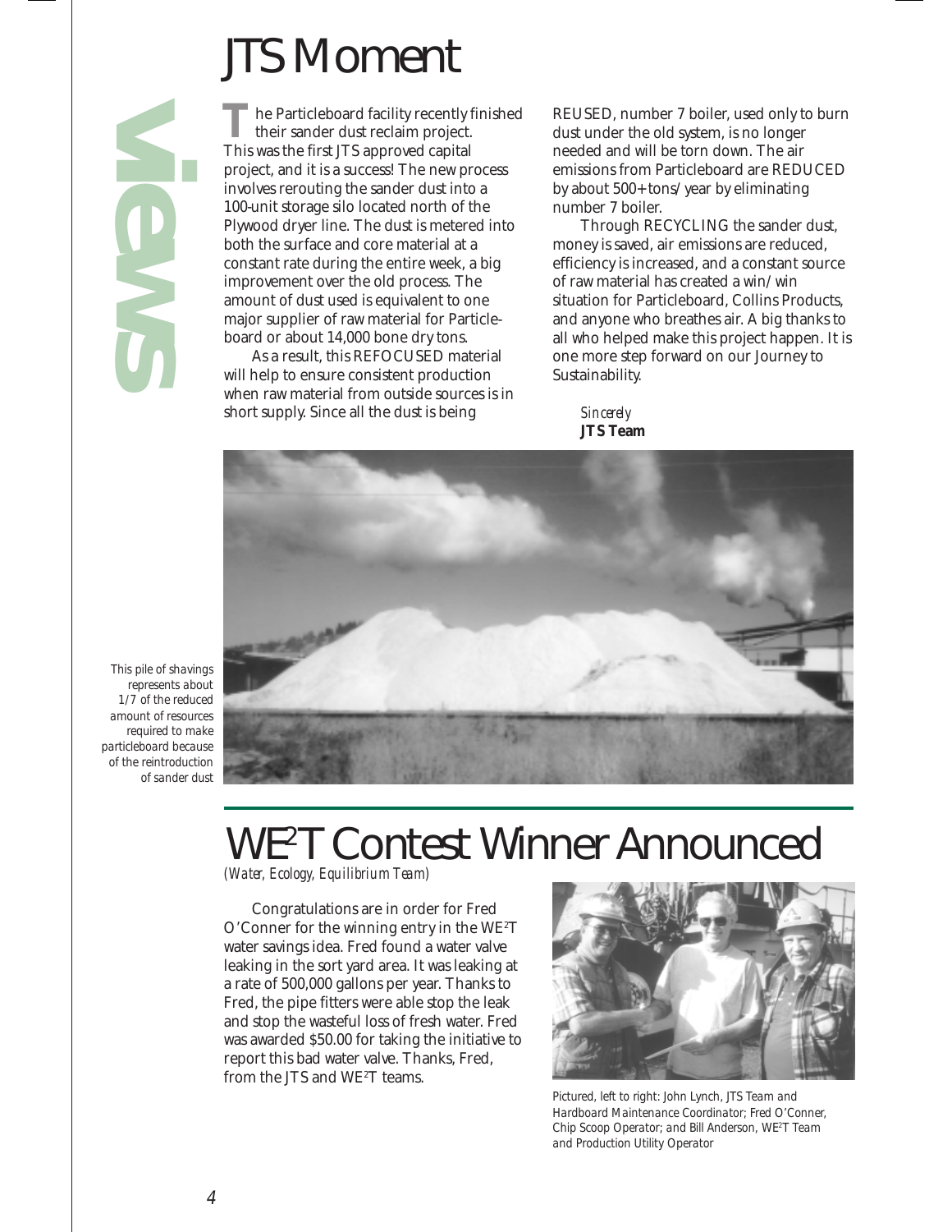# JTS Moment

views

The Particleboard facility recently finished their sander dust reclaim project. This was the first JTS approved capital project, and it is a success! The new process involves rerouting the sander dust into a 100-unit storage silo located north of the Plywood dryer line. The dust is metered into both the surface and core material at a constant rate during the entire week, a big improvement over the old process. The amount of dust used is equivalent to one major supplier of raw material for Particleboard or about 14,000 bone dry tons.

As a result, this REFOCUSED material will help to ensure consistent production when raw material from outside sources is in short supply. Since all the dust is being REUSED, number 7 boiler, used only to burn dust under the old system, is no longer needed and will be torn down. The air emissions from Particleboard are REDUCED by about 500+ tons/year by eliminating number 7 boiler.

Through RECYCLING the sander dust, money is saved, air emissions are reduced, efficiency is increased, and a constant source of raw material has created a win/win situation for Particleboard, Collins Products, and anyone who breathes air. A big thanks to all who helped make this project happen. It is one more step forward on our Journey to Sustainability.

*Sincerely*
**JTS Team**

*This pile of shavings represents about 1/7 of the reduced amount of resources required to make particleboard because of the reintroduction of sander dust*

# WE²T Contest Winner Announced

*(Water, Ecology, Equilibrium Team)*

Congratulations are in order for Fred O'Conner for the winning entry in the WE²T water savings idea. Fred found a water valve leaking in the sort yard area. It was leaking at a rate of 500,000 gallons per year. Thanks to Fred, the pipe fitters were able stop the leak and stop the wasteful loss of fresh water. Fred was awarded $50.00 for taking the initiative to report this bad water valve. Thanks, Fred, from the JTS and WE²T teams.

*Pictured, left to right: John Lynch, JTS Team and Hardboard Maintenance Coordinator; Fred O'Conner, Chip Scoop Operator; and Bill Anderson, WE²T Team and Production Utility Operator*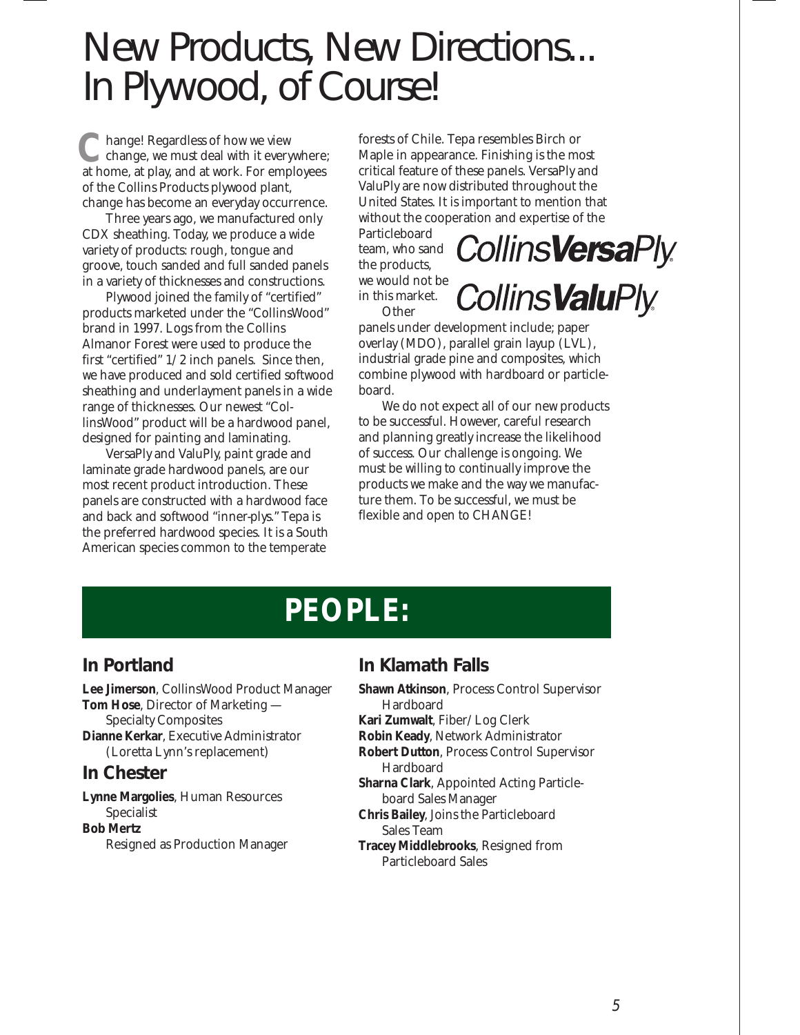# New Products, New Directions... In Plywood, of Course!

Change! Regardless of how we view change, we must deal with it everywhere; at home, at play, and at work. For employees of the Collins Products plywood plant, change has become an everyday occurrence.

Three years ago, we manufactured only CDX sheathing. Today, we produce a wide variety of products: rough, tongue and groove, touch sanded and full sanded panels in a variety of thicknesses and constructions.

Plywood joined the family of "certified" products marketed under the "CollinsWood" brand in 1997. Logs from the Collins Almanor Forest were used to produce the first "certified" 1/2 inch panels. Since then, we have produced and sold certified softwood sheathing and underlayment panels in a wide range of thicknesses. Our newest "CollinsWood" product will be a hardwood panel, designed for painting and laminating.

VersaPly and ValuPly, paint grade and laminate grade hardwood panels, are our most recent product introduction. These panels are constructed with a hardwood face and back and softwood "inner-plys." Tepa is the preferred hardwood species. It is a South American species common to the temperate forests of Chile. Tepa resembles Birch or Maple in appearance. Finishing is the most critical feature of these panels. VersaPly and ValuPly are now distributed throughout the United States. It is important to mention that without the cooperation and expertise of the Particleboard team, who sand the products, we would not be in this market.

Collins**Versa**Ply®

Collins**Valu**Ply®

Other panels under development include; paper overlay (MDO), parallel grain layup (LVL), industrial grade pine and composites, which combine plywood with hardboard or particleboard.

We do not expect all of our new products to be successful. However, careful research and planning greatly increase the likelihood of success. Our challenge is ongoing. We must be willing to continually improve the products we make and the way we manufacture them. To be successful, we must be flexible and open to CHANGE!

# PEOPLE:

## In Portland

**Lee Jimerson**, CollinsWood Product Manager

**Tom Hose**, Director of Marketing — Specialty Composites

**Dianne Kerkar**, Executive Administrator (Loretta Lynn's replacement)

## In Chester

**Lynne Margolies**, Human Resources Specialist

**Bob Mertz**
Resigned as Production Manager

## In Klamath Falls

**Shawn Atkinson**, Process Control Supervisor Hardboard

**Kari Zumwalt**, Fiber/Log Clerk

**Robin Keady**, Network Administrator

**Robert Dutton**, Process Control Supervisor Hardboard

**Sharna Clark**, Appointed Acting Particleboard Sales Manager

**Chris Bailey**, Joins the Particleboard Sales Team

**Tracey Middlebrooks**, Resigned from Particleboard Sales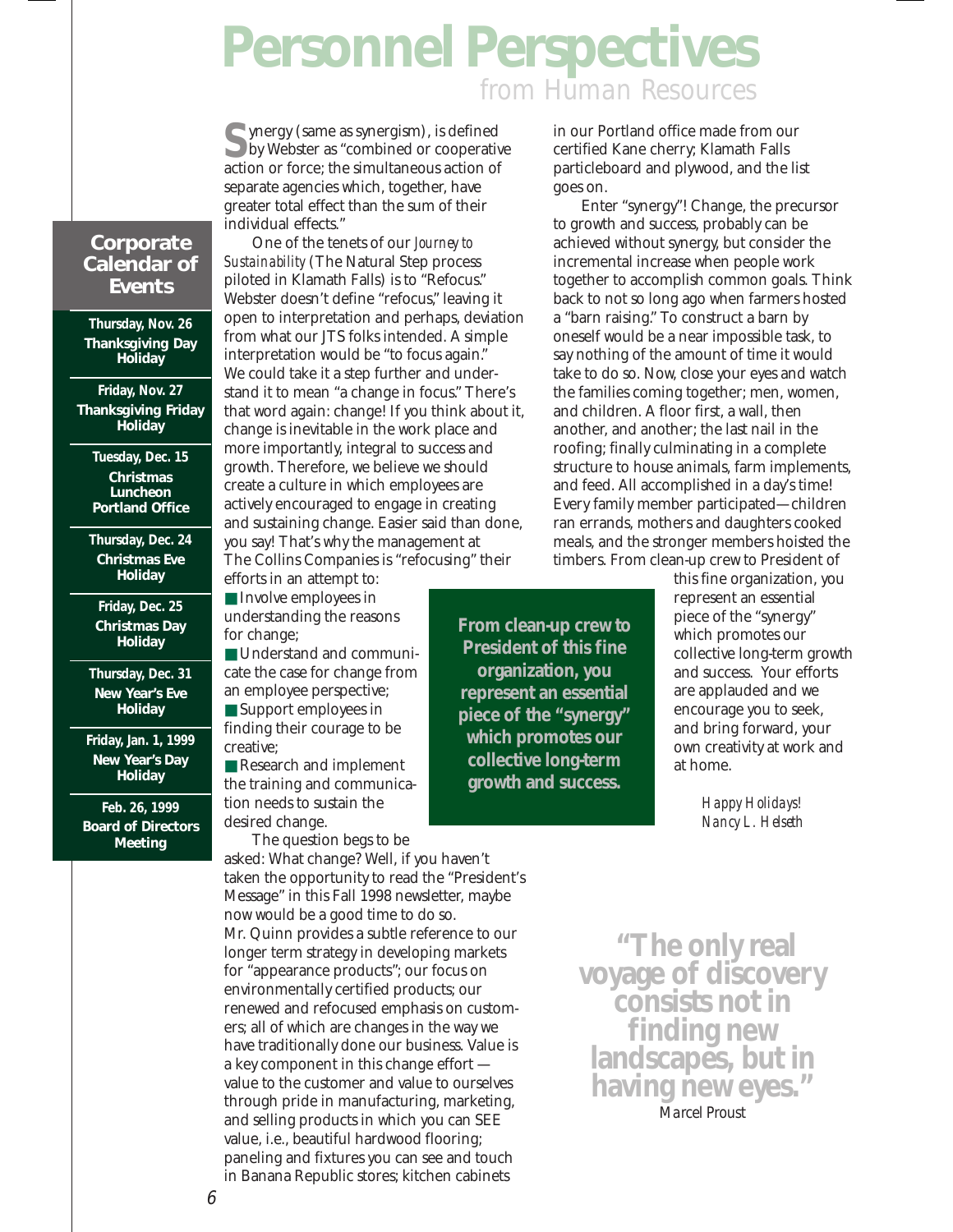# Personnel Perspectives

## from Human Resources

## Corporate Calendar of Events

**Thursday, Nov. 26**
**Thanksgiving Day Holiday**

**Friday, Nov. 27**
**Thanksgiving Friday Holiday**

**Tuesday, Dec. 15**
**Christmas Luncheon Portland Office**

**Thursday, Dec. 24**
**Christmas Eve Holiday**

**Friday, Dec. 25**
**Christmas Day Holiday**

**Thursday, Dec. 31**
**New Year's Eve Holiday**

**Friday, Jan. 1, 1999**
**New Year's Day Holiday**

**Feb. 26, 1999**
**Board of Directors Meeting**

Synergy (same as synergism), is defined by Webster as "combined or cooperative action or force; the simultaneous action of separate agencies which, together, have greater total effect than the sum of their individual effects."

One of the tenets of our *Journey to Sustainability* (The Natural Step process piloted in Klamath Falls) is to "Refocus." Webster doesn't define "refocus," leaving it open to interpretation and perhaps, deviation from what our JTS folks intended. A simple interpretation would be "to focus again." We could take it a step further and understand it to mean "a change in focus." There's that word again: change! If you think about it, change is inevitable in the work place and more importantly, integral to success and growth. Therefore, we believe we should create a culture in which employees are actively encouraged to engage in creating and sustaining change. Easier said than done, you say! That's why the management at The Collins Companies is "refocusing" their efforts in an attempt to:

- Involve employees in understanding the reasons for change;
- Understand and communicate the case for change from an employee perspective;
- Support employees in finding their courage to be creative;
- Research and implement the training and communication needs to sustain the desired change.

The question begs to be asked: What change? Well, if you haven't taken the opportunity to read the "President's Message" in this Fall 1998 newsletter, maybe now would be a good time to do so. Mr. Quinn provides a subtle reference to our longer term strategy in developing markets for "appearance products"; our focus on environmentally certified products; our renewed and refocused emphasis on customers; all of which are changes in the way we have traditionally done our business. Value is a key component in this change effort — value to the customer and value to ourselves through pride in manufacturing, marketing, and selling products in which you can SEE value, i.e., beautiful hardwood flooring; paneling and fixtures you can see and touch in Banana Republic stores; kitchen cabinets in our Portland office made from our certified Kane cherry; Klamath Falls particleboard and plywood, and the list goes on.

Enter "synergy"! Change, the precursor to growth and success, probably can be achieved without synergy, but consider the incremental increase when people work together to accomplish common goals. Think back to not so long ago when farmers hosted a "barn raising." To construct a barn by oneself would be a near impossible task, to say nothing of the amount of time it would take to do so. Now, close your eyes and watch the families coming together; men, women, and children. A floor first, a wall, then another, and another; the last nail in the roofing; finally culminating in a complete structure to house animals, farm implements, and feed. All accomplished in a day's time! Every family member participated—children ran errands, mothers and daughters cooked meals, and the stronger members hoisted the timbers. From clean-up crew to President of this fine organization, you represent an essential piece of the "synergy" which promotes our collective long-term growth and success. Your efforts are applauded and we encourage you to seek, and bring forward, your own creativity at work and at home.

**From clean-up crew to President of this fine organization, you represent an essential piece of the "synergy" which promotes our collective long-term growth and success.**

*Happy Holidays!*
*Nancy L. Helseth*

**"The only real voyage of discovery consists not in finding new landscapes, but in having new eyes."**
Marcel Proust